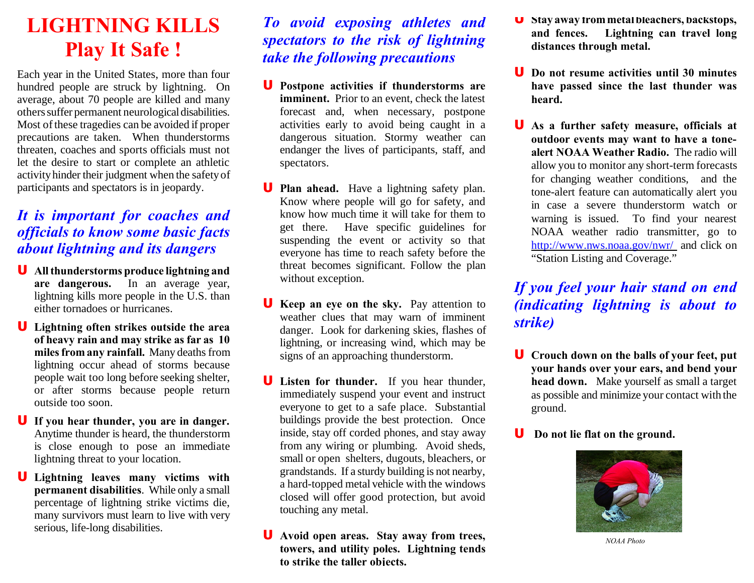# LIGHTNING KILLS
## Play It Safe !

Each year in the United States, more than four hundred people are struck by lightning. On average, about 70 people are killed and many others suffer permanent neurological disabilities. Most of these tragedies can be avoided if proper precautions are taken. When thunderstorms threaten, coaches and sports officials must not let the desire to start or complete an athletic activity hinder their judgment when the safety of participants and spectators is in jeopardy.

### *It is important for coaches and officials to know some basic facts about lightning and its dangers*

- **All thunderstorms produce lightning and are dangerous.** In an average year, lightning kills more people in the U.S. than either tornadoes or hurricanes.
- **Lightning often strikes outside the area of heavy rain and may strike as far as 10 miles from any rainfall.** Many deaths from lightning occur ahead of storms because people wait too long before seeking shelter, or after storms because people return outside too soon.
- **If you hear thunder, you are in danger.** Anytime thunder is heard, the thunderstorm is close enough to pose an immediate lightning threat to your location.
- **Lightning leaves many victims with permanent disabilities**. While only a small percentage of lightning strike victims die, many survivors must learn to live with very serious, life-long disabilities.

### *To avoid exposing athletes and spectators to the risk of lightning take the following precautions*

- **Postpone activities if thunderstorms are imminent.** Prior to an event, check the latest forecast and, when necessary, postpone activities early to avoid being caught in a dangerous situation. Stormy weather can endanger the lives of participants, staff, and spectators.
- **Plan ahead.** Have a lightning safety plan. Know where people will go for safety, and know how much time it will take for them to get there. Have specific guidelines for suspending the event or activity so that everyone has time to reach safety before the threat becomes significant. Follow the plan without exception.
- **Keep an eye on the sky.** Pay attention to weather clues that may warn of imminent danger. Look for darkening skies, flashes of lightning, or increasing wind, which may be signs of an approaching thunderstorm.
- **Listen for thunder.** If you hear thunder, immediately suspend your event and instruct everyone to get to a safe place. Substantial buildings provide the best protection. Once inside, stay off corded phones, and stay away from any wiring or plumbing. Avoid sheds, small or open shelters, dugouts, bleachers, or grandstands. If a sturdy building is not nearby, a hard-topped metal vehicle with the windows closed will offer good protection, but avoid touching any metal.
- **Avoid open areas. Stay away from trees, towers, and utility poles. Lightning tends to strike the taller objects.**
- **Stay away from metal bleachers, backstops, and fences. Lightning can travel long distances through metal.**
- **Do not resume activities until 30 minutes have passed since the last thunder was heard.**
- **As a further safety measure, officials at outdoor events may want to have a tone-alert NOAA Weather Radio.** The radio will allow you to monitor any short-term forecasts for changing weather conditions, and the tone-alert feature can automatically alert you in case a severe thunderstorm watch or warning is issued. To find your nearest NOAA weather radio transmitter, go to http://www.nws.noaa.gov/nwr/ and click on "Station Listing and Coverage."

### *If you feel your hair stand on end (indicating lightning is about to strike)*

- **Crouch down on the balls of your feet, put your hands over your ears, and bend your head down.** Make yourself as small a target as possible and minimize your contact with the ground.
- **Do not lie flat on the ground.**

*NOAA Photo*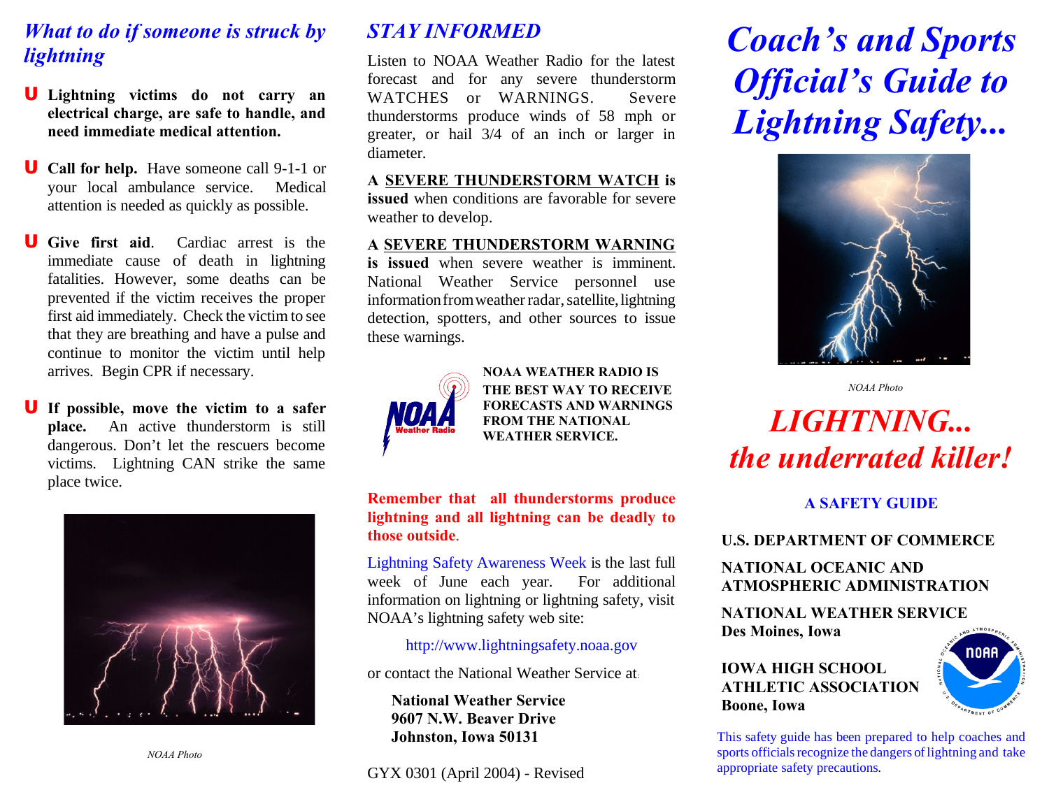## *What to do if someone is struck by lightning*

- **Lightning victims do not carry an electrical charge, are safe to handle, and need immediate medical attention.**
- **Call for help.** Have someone call 9-1-1 or your local ambulance service. Medical attention is needed as quickly as possible.
- **Give first aid**. Cardiac arrest is the immediate cause of death in lightning fatalities. However, some deaths can be prevented if the victim receives the proper first aid immediately. Check the victim to see that they are breathing and have a pulse and continue to monitor the victim until help arrives. Begin CPR if necessary.
- **If possible, move the victim to a safer place.** An active thunderstorm is still dangerous. Don't let the rescuers become victims. Lightning CAN strike the same place twice.

*NOAA Photo*

## *STAY INFORMED*

Listen to NOAA Weather Radio for the latest forecast and for any severe thunderstorm WATCHES or WARNINGS. Severe thunderstorms produce winds of 58 mph or greater, or hail 3/4 of an inch or larger in diameter.

**A SEVERE THUNDERSTORM WATCH is issued** when conditions are favorable for severe weather to develop.

**A SEVERE THUNDERSTORM WARNING is issued** when severe weather is imminent. National Weather Service personnel use information from weather radar, satellite, lightning detection, spotters, and other sources to issue these warnings.

NOAA Weather Radio

**NOAA WEATHER RADIO IS THE BEST WAY TO RECEIVE FORECASTS AND WARNINGS FROM THE NATIONAL WEATHER SERVICE.**

**Remember that all thunderstorms produce lightning and all lightning can be deadly to those outside.**

Lightning Safety Awareness Week is the last full week of June each year. For additional information on lightning or lightning safety, visit NOAA's lightning safety web site:

http://www.lightningsafety.noaa.gov

or contact the National Weather Service at:

**National Weather Service**
**9607 N.W. Beaver Drive**
**Johnston, Iowa 50131**

GYX 0301 (April 2004) - Revised

# *Coach's and Sports Official's Guide to Lightning Safety...*

*NOAA Photo*

## *LIGHTNING... the underrated killer!*

**A SAFETY GUIDE**

**U.S. DEPARTMENT OF COMMERCE**

**NATIONAL OCEANIC AND ATMOSPHERIC ADMINISTRATION**

**NATIONAL WEATHER SERVICE**
**Des Moines, Iowa**

**IOWA HIGH SCHOOL ATHLETIC ASSOCIATION**
**Boone, Iowa**

This safety guide has been prepared to help coaches and sports officials recognize the dangers of lightning and take appropriate safety precautions.